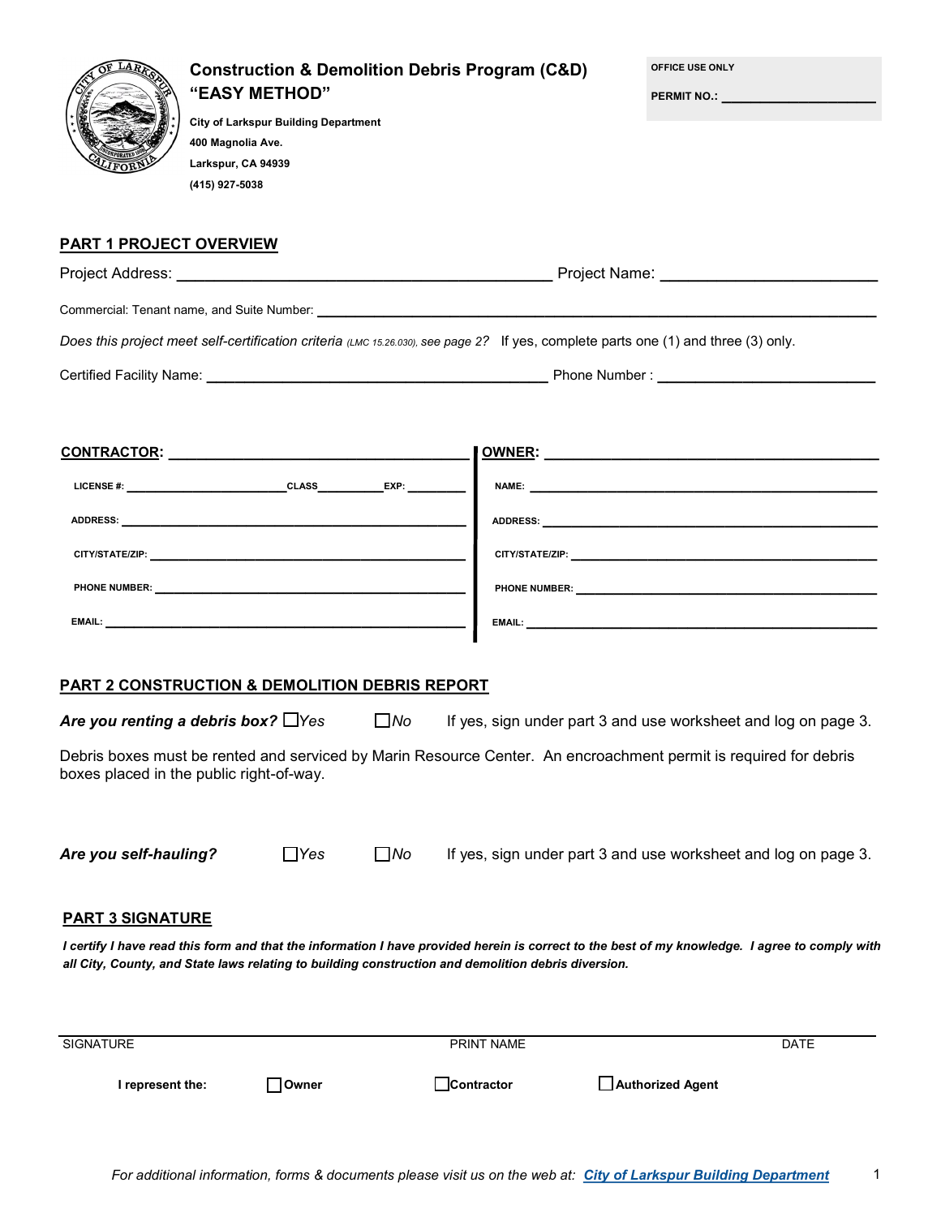# Construction & Demolition Debris Program (C&D) "EASY METHOD"

**City of Larkspur Building Department**
**400 Magnolia Ave.**
**Larkspur, CA 94939**
**(415) 927-5038**

**OFFICE USE ONLY**

**PERMIT NO.:** ____________________

## PART 1 PROJECT OVERVIEW

Project Address: ________________________________________ Project Name: ______________________

Commercial: Tenant name, and Suite Number: ______________________________________________

*Does this project meet self-certification criteria (LMC 15.26.030), see page 2?* If yes, complete parts one (1) and three (3) only.

Certified Facility Name: ________________________________________ Phone Number : ______________________

| **CONTRACTOR:** ______________________ | **OWNER:** ______________________ |
|---|---|
| LICENSE #: ____________ CLASS ________ EXP: ________ | NAME: ______________________ |
| ADDRESS: ______________________ | ADDRESS: ______________________ |
| CITY/STATE/ZIP: ______________________ | CITY/STATE/ZIP: ______________________ |
| PHONE NUMBER: ______________________ | PHONE NUMBER: ______________________ |
| EMAIL: ______________________ | EMAIL: ______________________ |

## PART 2 CONSTRUCTION & DEMOLITION DEBRIS REPORT

***Are you renting a debris box?*** ☐ *Yes* ☐ *No* If yes, sign under part 3 and use worksheet and log on page 3.

Debris boxes must be rented and serviced by Marin Resource Center. An encroachment permit is required for debris boxes placed in the public right-of-way.

***Are you self-hauling?*** ☐ *Yes* ☐ *No* If yes, sign under part 3 and use worksheet and log on page 3.

## PART 3 SIGNATURE

***I certify I have read this form and that the information I have provided herein is correct to the best of my knowledge. I agree to comply with all City, County, and State laws relating to building construction and demolition debris diversion.***

______________________________________________________________________

SIGNATURE PRINT NAME DATE

**I represent the:** ☐ **Owner** ☐ **Contractor** ☐ **Authorized Agent**

*For additional information, forms & documents please visit us on the web at:* [***City of Larkspur Building Department***]()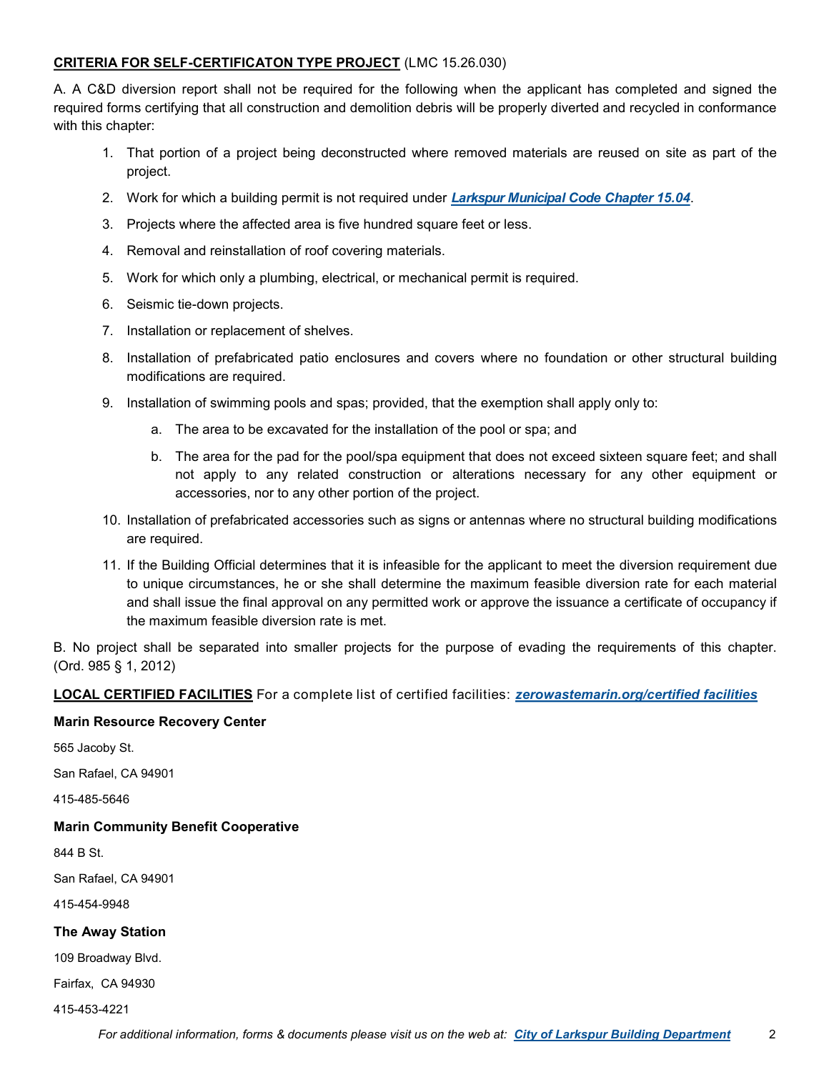**CRITERIA FOR SELF-CERTIFICATON TYPE PROJECT** (LMC 15.26.030)

A. A C&D diversion report shall not be required for the following when the applicant has completed and signed the required forms certifying that all construction and demolition debris will be properly diverted and recycled in conformance with this chapter:

1. That portion of a project being deconstructed where removed materials are reused on site as part of the project.
2. Work for which a building permit is not required under ***Larkspur Municipal Code Chapter 15.04***.
3. Projects where the affected area is five hundred square feet or less.
4. Removal and reinstallation of roof covering materials.
5. Work for which only a plumbing, electrical, or mechanical permit is required.
6. Seismic tie-down projects.
7. Installation or replacement of shelves.
8. Installation of prefabricated patio enclosures and covers where no foundation or other structural building modifications are required.
9. Installation of swimming pools and spas; provided, that the exemption shall apply only to:
   a. The area to be excavated for the installation of the pool or spa; and
   b. The area for the pad for the pool/spa equipment that does not exceed sixteen square feet; and shall not apply to any related construction or alterations necessary for any other equipment or accessories, nor to any other portion of the project.
10. Installation of prefabricated accessories such as signs or antennas where no structural building modifications are required.
11. If the Building Official determines that it is infeasible for the applicant to meet the diversion requirement due to unique circumstances, he or she shall determine the maximum feasible diversion rate for each material and shall issue the final approval on any permitted work or approve the issuance a certificate of occupancy if the maximum feasible diversion rate is met.

B. No project shall be separated into smaller projects for the purpose of evading the requirements of this chapter. (Ord. 985 § 1, 2012)

**LOCAL CERTIFIED FACILITIES** For a complete list of certified facilities: ***zerowastemarin.org/certified facilities***

**Marin Resource Recovery Center**

565 Jacoby St.

San Rafael, CA 94901

415-485-5646

**Marin Community Benefit Cooperative**

844 B St.

San Rafael, CA 94901

415-454-9948

**The Away Station**

109 Broadway Blvd.

Fairfax, CA 94930

415-453-4221

*For additional information, forms & documents please visit us on the web at:* ***City of Larkspur Building Department***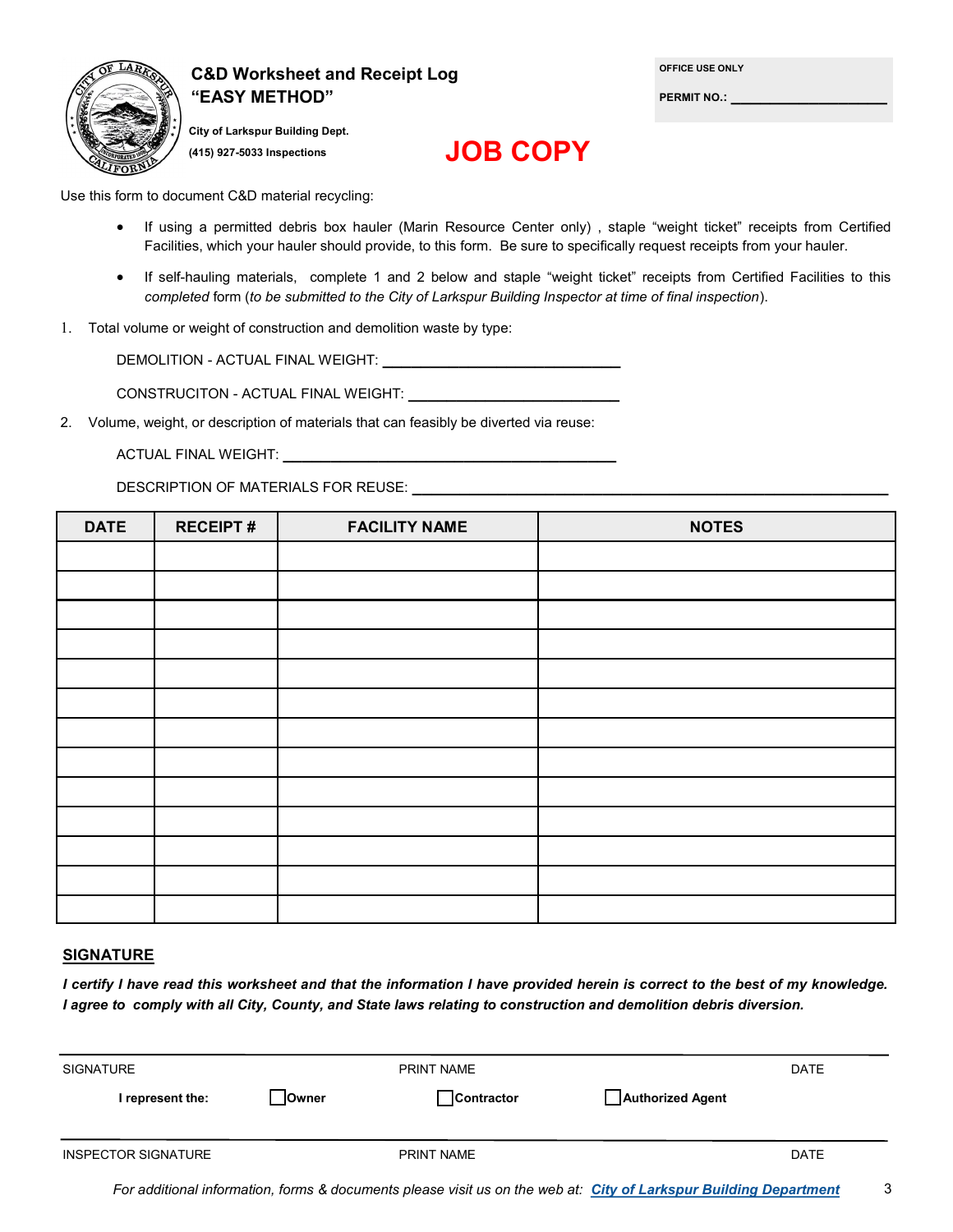# C&D Worksheet and Receipt Log "EASY METHOD"

City of Larkspur Building Dept.

(415) 927-5033 Inspections

**JOB COPY**

OFFICE USE ONLY

PERMIT NO.: ____________________

Use this form to document C&D material recycling:

- If using a permitted debris box hauler (Marin Resource Center only) , staple "weight ticket" receipts from Certified Facilities, which your hauler should provide, to this form. Be sure to specifically request receipts from your hauler.
- If self-hauling materials, complete 1 and 2 below and staple "weight ticket" receipts from Certified Facilities to this *completed* form (*to be submitted to the City of Larkspur Building Inspector at time of final inspection*).

1. Total volume or weight of construction and demolition waste by type:

   DEMOLITION - ACTUAL FINAL WEIGHT: ____________________________

   CONSTRUCITON - ACTUAL FINAL WEIGHT: __________________________

2. Volume, weight, or description of materials that can feasibly be diverted via reuse:

   ACTUAL FINAL WEIGHT: ________________________________________

   DESCRIPTION OF MATERIALS FOR REUSE: ____________________________________________________________

| DATE | RECEIPT # | FACILITY NAME | NOTES |
|---|---|---|---|
| | | | |
| | | | |
| | | | |
| | | | |
| | | | |
| | | | |
| | | | |
| | | | |
| | | | |
| | | | |
| | | | |
| | | | |
| | | | |

## SIGNATURE

***I certify I have read this worksheet and that the information I have provided herein is correct to the best of my knowledge. I agree to comply with all City, County, and State laws relating to construction and demolition debris diversion.***

_______________________________________________________________________________

SIGNATURE PRINT NAME DATE

**I represent the:** ☐ **Owner** ☐ **Contractor** ☐ **Authorized Agent**

_______________________________________________________________________________

INSPECTOR SIGNATURE PRINT NAME DATE

*For additional information, forms & documents please visit us on the web at: **City of Larkspur Building Department***